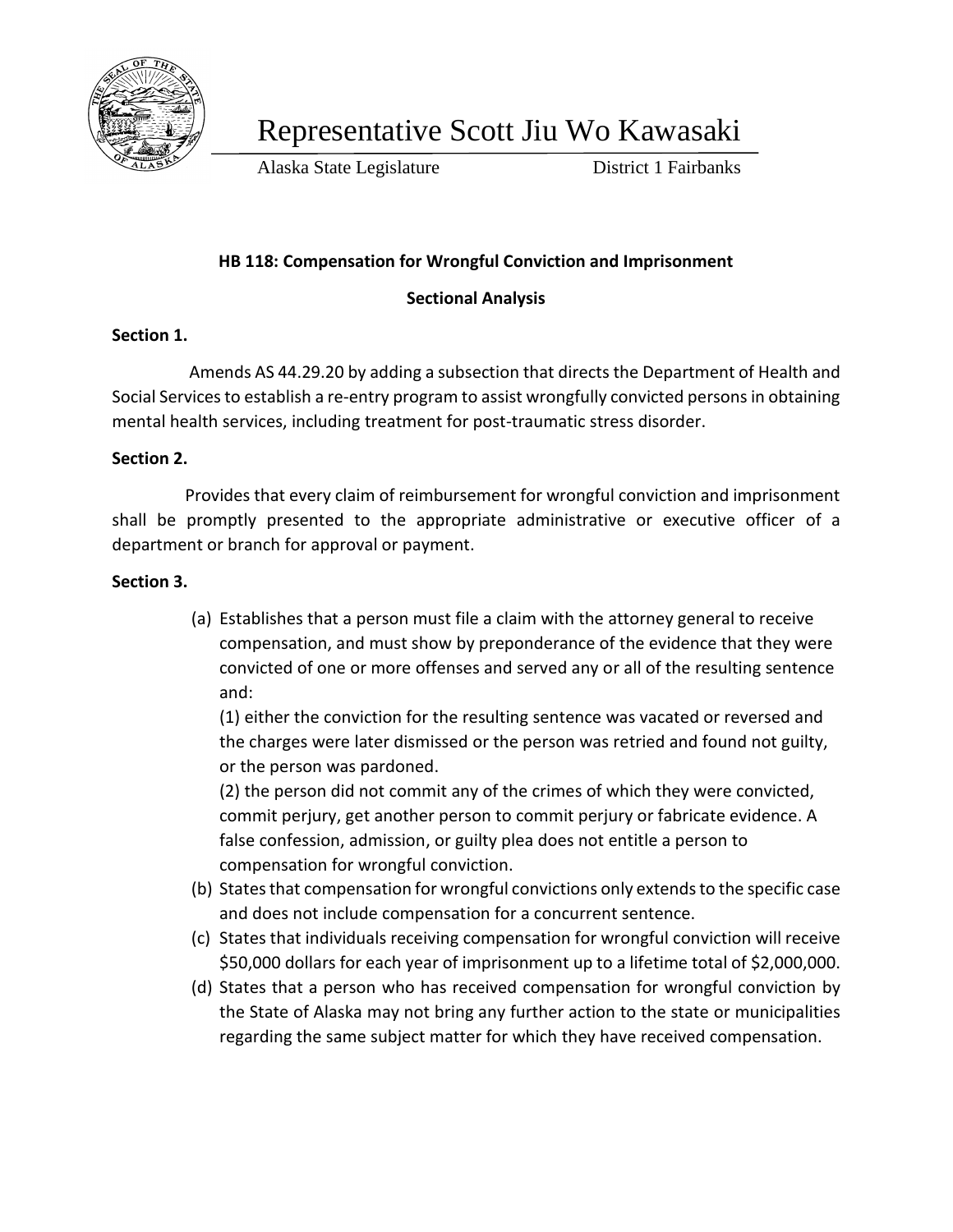# Representative Scott Jiu Wo Kawasaki

Alaska State Legislature District 1 Fairbanks

**HB 118: Compensation for Wrongful Conviction and Imprisonment**

**Sectional Analysis**

**Section 1.**

Amends AS 44.29.20 by adding a subsection that directs the Department of Health and Social Services to establish a re-entry program to assist wrongfully convicted persons in obtaining mental health services, including treatment for post-traumatic stress disorder.

**Section 2.**

Provides that every claim of reimbursement for wrongful conviction and imprisonment shall be promptly presented to the appropriate administrative or executive officer of a department or branch for approval or payment.

**Section 3.**

(a) Establishes that a person must file a claim with the attorney general to receive compensation, and must show by preponderance of the evidence that they were convicted of one or more offenses and served any or all of the resulting sentence and:

(1) either the conviction for the resulting sentence was vacated or reversed and the charges were later dismissed or the person was retried and found not guilty, or the person was pardoned.

(2) the person did not commit any of the crimes of which they were convicted, commit perjury, get another person to commit perjury or fabricate evidence. A false confession, admission, or guilty plea does not entitle a person to compensation for wrongful conviction.

(b) States that compensation for wrongful convictions only extends to the specific case and does not include compensation for a concurrent sentence.

(c) States that individuals receiving compensation for wrongful conviction will receive $50,000 dollars for each year of imprisonment up to a lifetime total of $2,000,000.

(d) States that a person who has received compensation for wrongful conviction by the State of Alaska may not bring any further action to the state or municipalities regarding the same subject matter for which they have received compensation.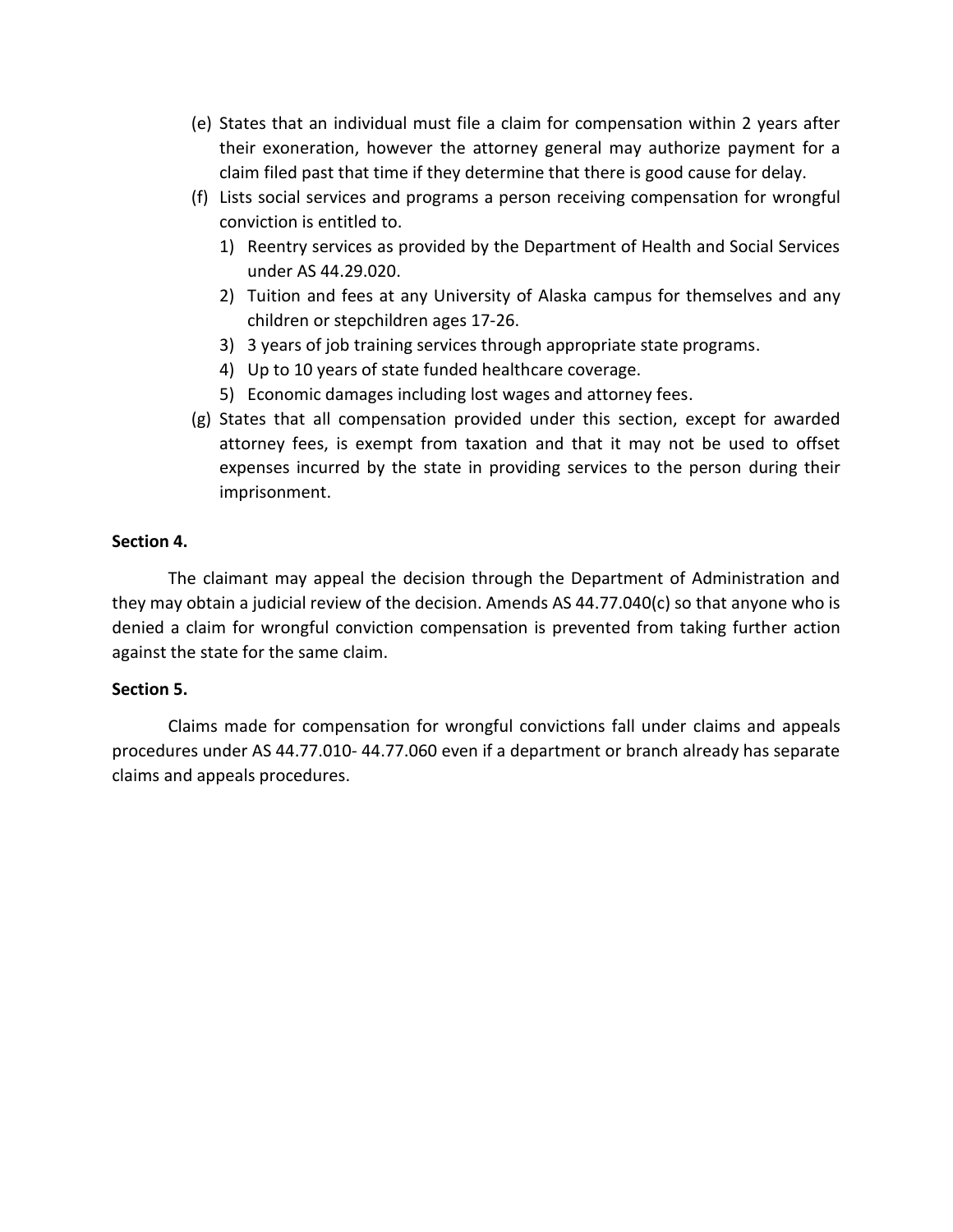(e) States that an individual must file a claim for compensation within 2 years after their exoneration, however the attorney general may authorize payment for a claim filed past that time if they determine that there is good cause for delay.

(f) Lists social services and programs a person receiving compensation for wrongful conviction is entitled to.

1) Reentry services as provided by the Department of Health and Social Services under AS 44.29.020.
2) Tuition and fees at any University of Alaska campus for themselves and any children or stepchildren ages 17-26.
3) 3 years of job training services through appropriate state programs.
4) Up to 10 years of state funded healthcare coverage.
5) Economic damages including lost wages and attorney fees.

(g) States that all compensation provided under this section, except for awarded attorney fees, is exempt from taxation and that it may not be used to offset expenses incurred by the state in providing services to the person during their imprisonment.

**Section 4.**

The claimant may appeal the decision through the Department of Administration and they may obtain a judicial review of the decision. Amends AS 44.77.040(c) so that anyone who is denied a claim for wrongful conviction compensation is prevented from taking further action against the state for the same claim.

**Section 5.**

Claims made for compensation for wrongful convictions fall under claims and appeals procedures under AS 44.77.010- 44.77.060 even if a department or branch already has separate claims and appeals procedures.